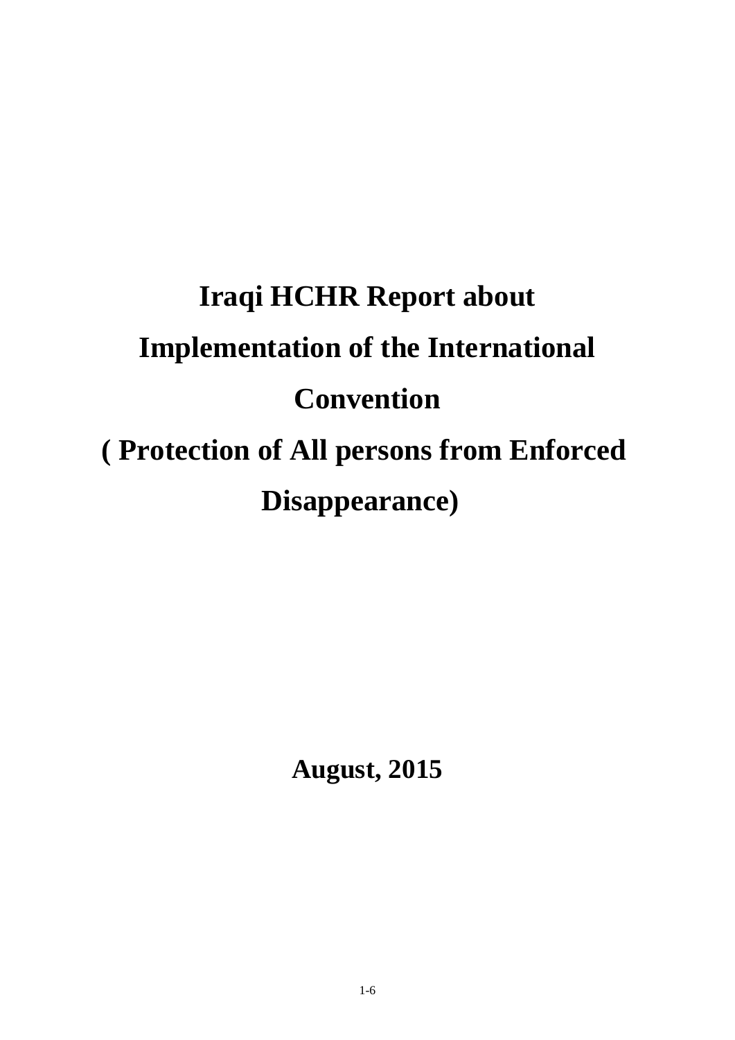# Iraqi HCHR Report about Implementation of the International Convention ( Protection of All persons from Enforced Disappearance)

**August, 2015**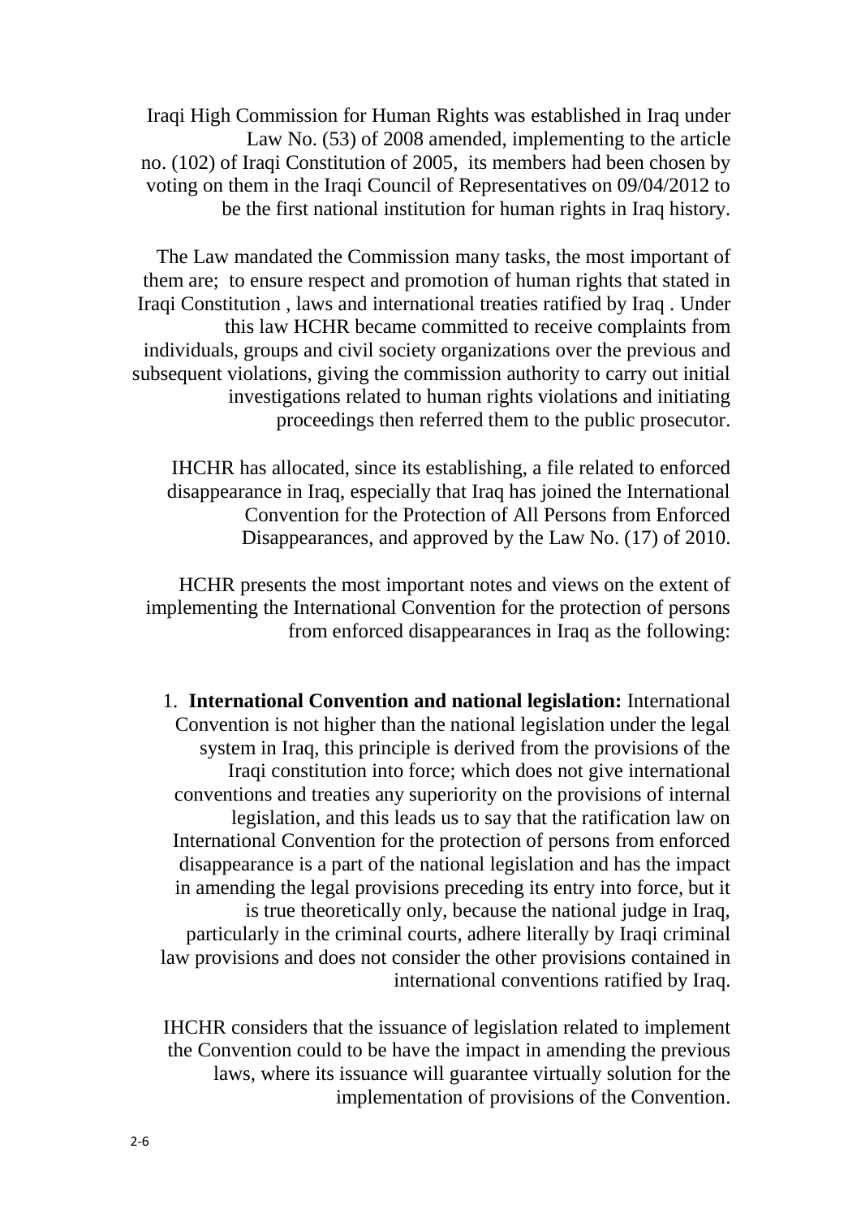Iraqi High Commission for Human Rights was established in Iraq under Law No. (53) of 2008 amended, implementing to the article no. (102) of Iraqi Constitution of 2005, its members had been chosen by voting on them in the Iraqi Council of Representatives on 09/04/2012 to be the first national institution for human rights in Iraq history.

The Law mandated the Commission many tasks, the most important of them are; to ensure respect and promotion of human rights that stated in Iraqi Constitution , laws and international treaties ratified by Iraq . Under this law HCHR became committed to receive complaints from individuals, groups and civil society organizations over the previous and subsequent violations, giving the commission authority to carry out initial investigations related to human rights violations and initiating proceedings then referred them to the public prosecutor.

IHCHR has allocated, since its establishing, a file related to enforced disappearance in Iraq, especially that Iraq has joined the International Convention for the Protection of All Persons from Enforced Disappearances, and approved by the Law No. (17) of 2010.

HCHR presents the most important notes and views on the extent of implementing the International Convention for the protection of persons from enforced disappearances in Iraq as the following:

1. **International Convention and national legislation:** International Convention is not higher than the national legislation under the legal system in Iraq, this principle is derived from the provisions of the Iraqi constitution into force; which does not give international conventions and treaties any superiority on the provisions of internal legislation, and this leads us to say that the ratification law on International Convention for the protection of persons from enforced disappearance is a part of the national legislation and has the impact in amending the legal provisions preceding its entry into force, but it is true theoretically only, because the national judge in Iraq, particularly in the criminal courts, adhere literally by Iraqi criminal law provisions and does not consider the other provisions contained in international conventions ratified by Iraq.

IHCHR considers that the issuance of legislation related to implement the Convention could to be have the impact in amending the previous laws, where its issuance will guarantee virtually solution for the implementation of provisions of the Convention.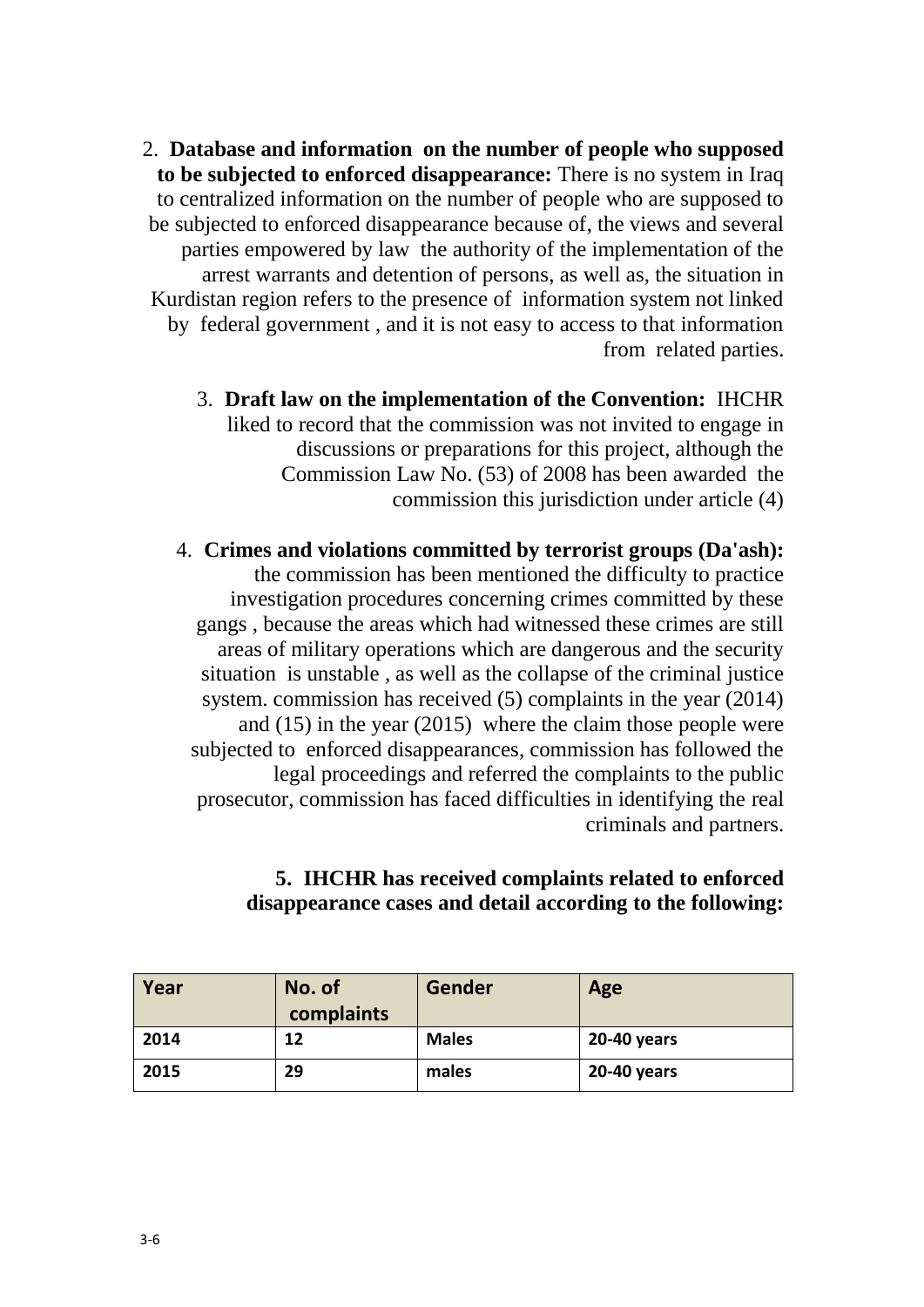2. **Database and information on the number of people who supposed to be subjected to enforced disappearance:** There is no system in Iraq to centralized information on the number of people who are supposed to be subjected to enforced disappearance because of, the views and several parties empowered by law the authority of the implementation of the arrest warrants and detention of persons, as well as, the situation in Kurdistan region refers to the presence of information system not linked by federal government , and it is not easy to access to that information from related parties.

3. **Draft law on the implementation of the Convention:** IHCHR liked to record that the commission was not invited to engage in discussions or preparations for this project, although the Commission Law No. (53) of 2008 has been awarded the commission this jurisdiction under article (4)

4. **Crimes and violations committed by terrorist groups (Da'ash):** the commission has been mentioned the difficulty to practice investigation procedures concerning crimes committed by these gangs , because the areas which had witnessed these crimes are still areas of military operations which are dangerous and the security situation is unstable , as well as the collapse of the criminal justice system. commission has received (5) complaints in the year (2014) and (15) in the year (2015) where the claim those people were subjected to enforced disappearances, commission has followed the legal proceedings and referred the complaints to the public prosecutor, commission has faced difficulties in identifying the real criminals and partners.

5. **IHCHR has received complaints related to enforced disappearance cases and detail according to the following:**

| Year | No. of complaints | Gender | Age |
|---|---|---|---|
| 2014 | 12 | Males | 20-40 years |
| 2015 | 29 | males | 20-40 years |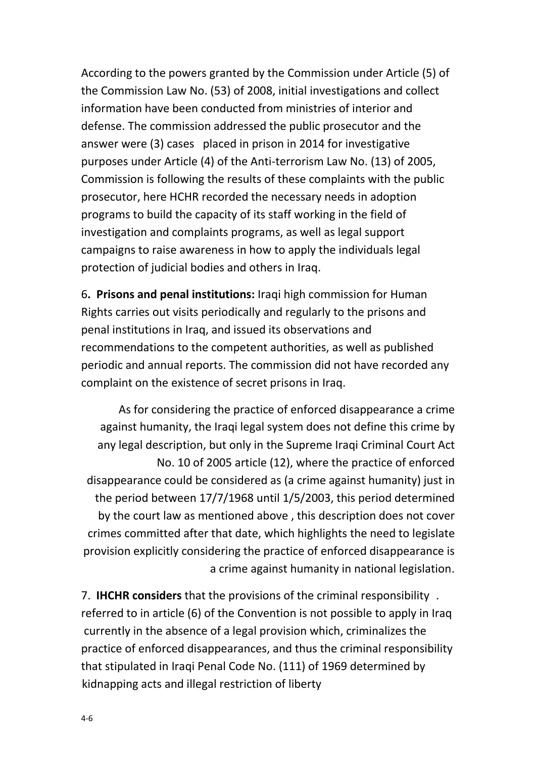According to the powers granted by the Commission under Article (5) of the Commission Law No. (53) of 2008, initial investigations and collect information have been conducted from ministries of interior and defense. The commission addressed the public prosecutor and the answer were (3) cases placed in prison in 2014 for investigative purposes under Article (4) of the Anti-terrorism Law No. (13) of 2005, Commission is following the results of these complaints with the public prosecutor, here HCHR recorded the necessary needs in adoption programs to build the capacity of its staff working in the field of investigation and complaints programs, as well as legal support campaigns to raise awareness in how to apply the individuals legal protection of judicial bodies and others in Iraq.

6**. Prisons and penal institutions:** Iraqi high commission for Human Rights carries out visits periodically and regularly to the prisons and penal institutions in Iraq, and issued its observations and recommendations to the competent authorities, as well as published periodic and annual reports. The commission did not have recorded any complaint on the existence of secret prisons in Iraq.

As for considering the practice of enforced disappearance a crime against humanity, the Iraqi legal system does not define this crime by any legal description, but only in the Supreme Iraqi Criminal Court Act No. 10 of 2005 article (12), where the practice of enforced disappearance could be considered as (a crime against humanity) just in the period between 17/7/1968 until 1/5/2003, this period determined by the court law as mentioned above , this description does not cover crimes committed after that date, which highlights the need to legislate provision explicitly considering the practice of enforced disappearance is a crime against humanity in national legislation.

7. **IHCHR considers** that the provisions of the criminal responsibility . referred to in article (6) of the Convention is not possible to apply in Iraq currently in the absence of a legal provision which, criminalizes the practice of enforced disappearances, and thus the criminal responsibility that stipulated in Iraqi Penal Code No. (111) of 1969 determined by kidnapping acts and illegal restriction of liberty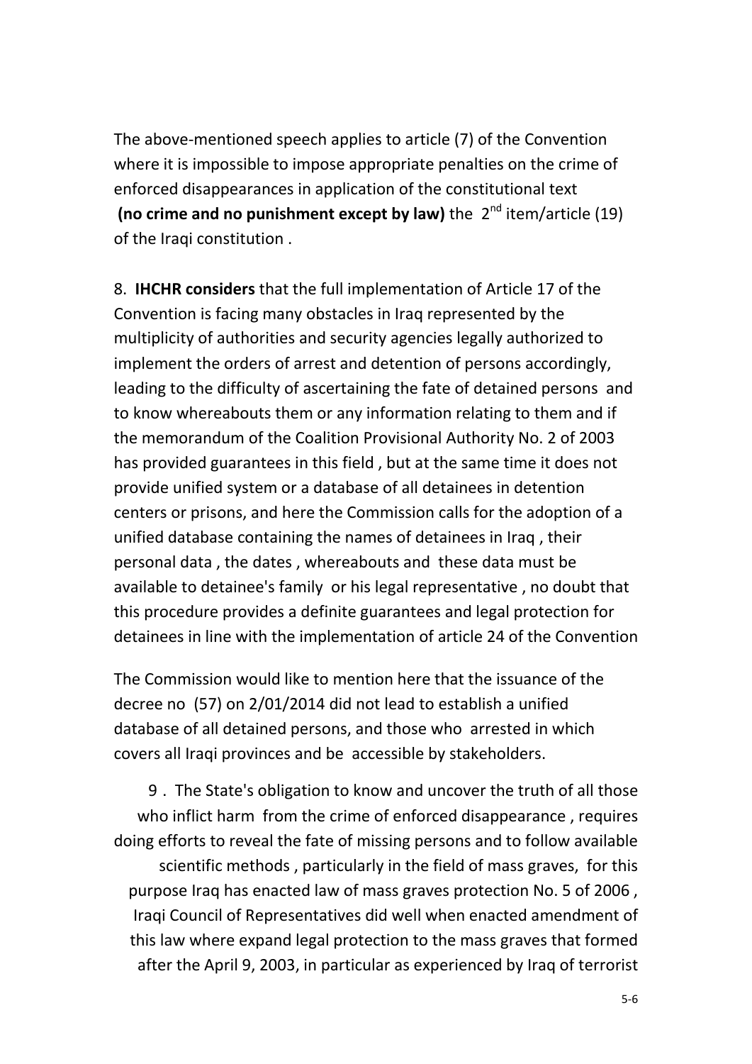The above-mentioned speech applies to article (7) of the Convention where it is impossible to impose appropriate penalties on the crime of enforced disappearances in application of the constitutional text **(no crime and no punishment except by law)** the 2[nd] item/article (19) of the Iraqi constitution .

8. **IHCHR considers** that the full implementation of Article 17 of the Convention is facing many obstacles in Iraq represented by the multiplicity of authorities and security agencies legally authorized to implement the orders of arrest and detention of persons accordingly, leading to the difficulty of ascertaining the fate of detained persons and to know whereabouts them or any information relating to them and if the memorandum of the Coalition Provisional Authority No. 2 of 2003 has provided guarantees in this field , but at the same time it does not provide unified system or a database of all detainees in detention centers or prisons, and here the Commission calls for the adoption of a unified database containing the names of detainees in Iraq , their personal data , the dates , whereabouts and these data must be available to detainee's family or his legal representative , no doubt that this procedure provides a definite guarantees and legal protection for detainees in line with the implementation of article 24 of the Convention

The Commission would like to mention here that the issuance of the decree no (57) on 2/01/2014 did not lead to establish a unified database of all detained persons, and those who arrested in which covers all Iraqi provinces and be accessible by stakeholders.

9 . The State's obligation to know and uncover the truth of all those who inflict harm from the crime of enforced disappearance , requires doing efforts to reveal the fate of missing persons and to follow available scientific methods , particularly in the field of mass graves, for this purpose Iraq has enacted law of mass graves protection No. 5 of 2006 , Iraqi Council of Representatives did well when enacted amendment of this law where expand legal protection to the mass graves that formed after the April 9, 2003, in particular as experienced by Iraq of terrorist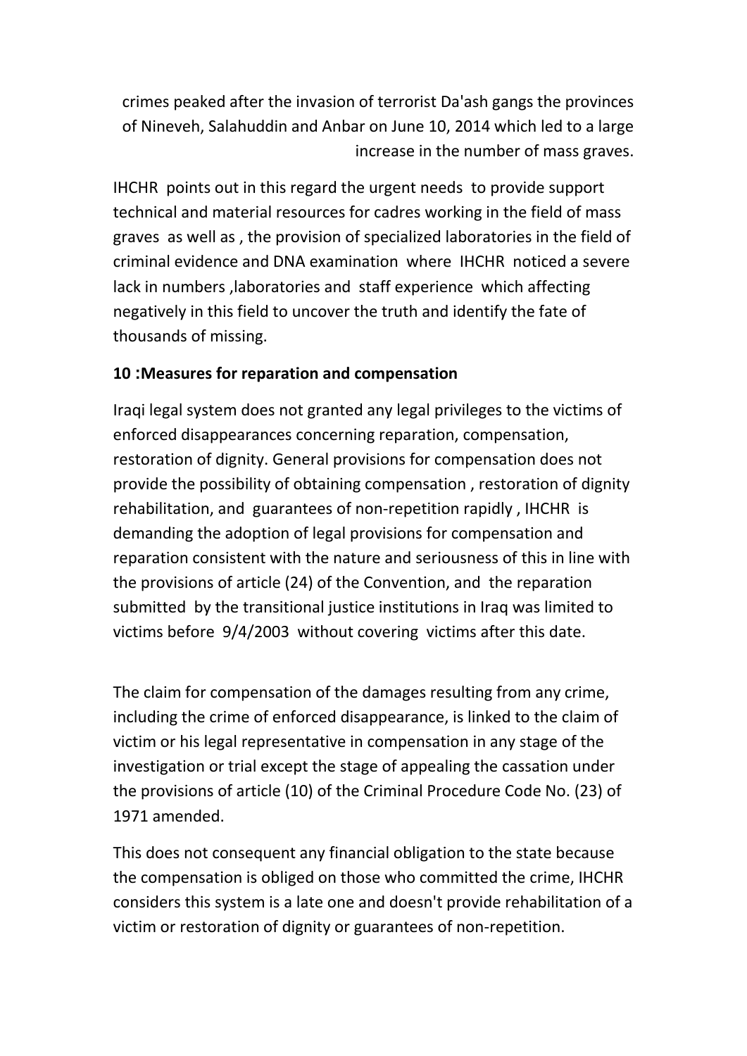crimes peaked after the invasion of terrorist Da'ash gangs the provinces of Nineveh, Salahuddin and Anbar on June 10, 2014 which led to a large increase in the number of mass graves.

IHCHR points out in this regard the urgent needs to provide support technical and material resources for cadres working in the field of mass graves as well as , the provision of specialized laboratories in the field of criminal evidence and DNA examination where IHCHR noticed a severe lack in numbers ,laboratories and staff experience which affecting negatively in this field to uncover the truth and identify the fate of thousands of missing.

**10 :Measures for reparation and compensation**

Iraqi legal system does not granted any legal privileges to the victims of enforced disappearances concerning reparation, compensation, restoration of dignity. General provisions for compensation does not provide the possibility of obtaining compensation , restoration of dignity rehabilitation, and guarantees of non-repetition rapidly , IHCHR is demanding the adoption of legal provisions for compensation and reparation consistent with the nature and seriousness of this in line with the provisions of article (24) of the Convention, and the reparation submitted by the transitional justice institutions in Iraq was limited to victims before 9/4/2003 without covering victims after this date.

The claim for compensation of the damages resulting from any crime, including the crime of enforced disappearance, is linked to the claim of victim or his legal representative in compensation in any stage of the investigation or trial except the stage of appealing the cassation under the provisions of article (10) of the Criminal Procedure Code No. (23) of 1971 amended.

This does not consequent any financial obligation to the state because the compensation is obliged on those who committed the crime, IHCHR considers this system is a late one and doesn't provide rehabilitation of a victim or restoration of dignity or guarantees of non-repetition.